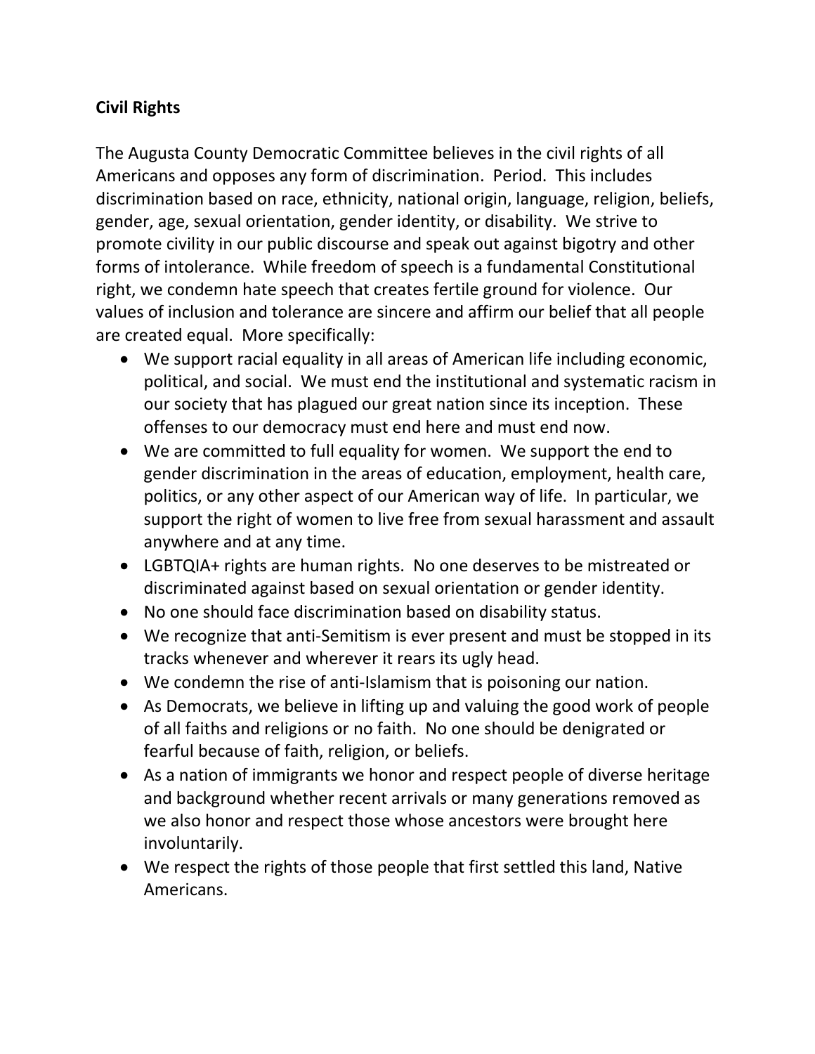**Civil Rights**

The Augusta County Democratic Committee believes in the civil rights of all Americans and opposes any form of discrimination. Period. This includes discrimination based on race, ethnicity, national origin, language, religion, beliefs, gender, age, sexual orientation, gender identity, or disability. We strive to promote civility in our public discourse and speak out against bigotry and other forms of intolerance. While freedom of speech is a fundamental Constitutional right, we condemn hate speech that creates fertile ground for violence. Our values of inclusion and tolerance are sincere and affirm our belief that all people are created equal. More specifically:

- We support racial equality in all areas of American life including economic, political, and social. We must end the institutional and systematic racism in our society that has plagued our great nation since its inception. These offenses to our democracy must end here and must end now.
- We are committed to full equality for women. We support the end to gender discrimination in the areas of education, employment, health care, politics, or any other aspect of our American way of life. In particular, we support the right of women to live free from sexual harassment and assault anywhere and at any time.
- LGBTQIA+ rights are human rights. No one deserves to be mistreated or discriminated against based on sexual orientation or gender identity.
- No one should face discrimination based on disability status.
- We recognize that anti-Semitism is ever present and must be stopped in its tracks whenever and wherever it rears its ugly head.
- We condemn the rise of anti-Islamism that is poisoning our nation.
- As Democrats, we believe in lifting up and valuing the good work of people of all faiths and religions or no faith. No one should be denigrated or fearful because of faith, religion, or beliefs.
- As a nation of immigrants we honor and respect people of diverse heritage and background whether recent arrivals or many generations removed as we also honor and respect those whose ancestors were brought here involuntarily.
- We respect the rights of those people that first settled this land, Native Americans.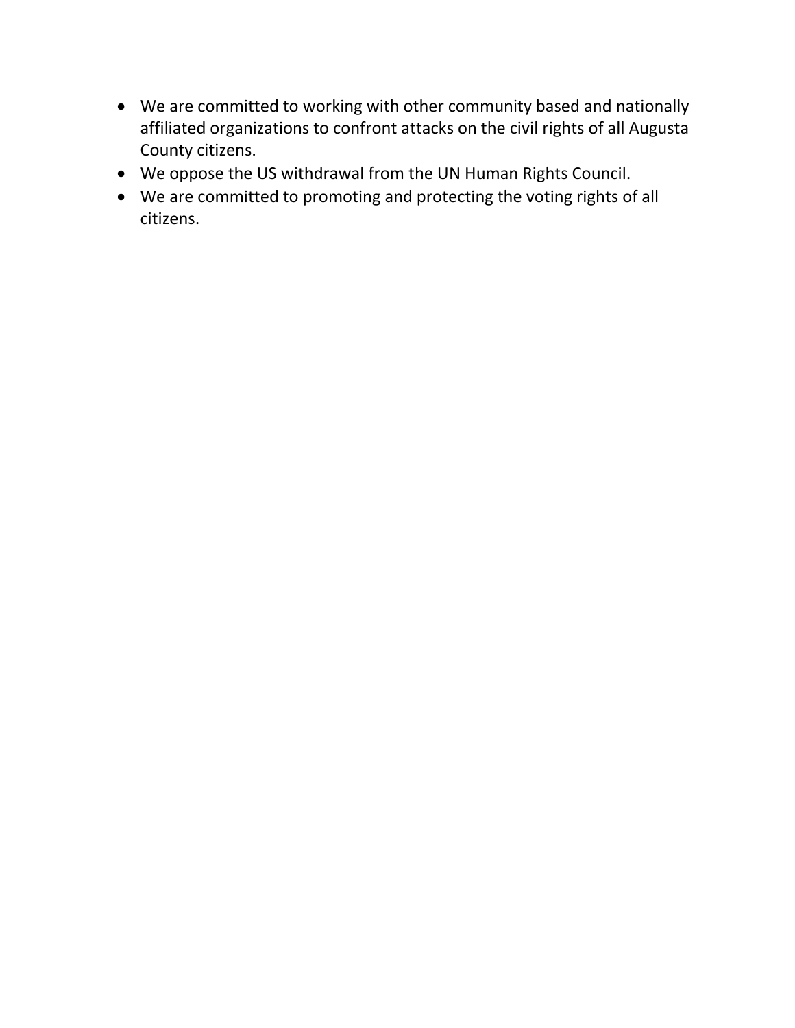- We are committed to working with other community based and nationally affiliated organizations to confront attacks on the civil rights of all Augusta County citizens.
- We oppose the US withdrawal from the UN Human Rights Council.
- We are committed to promoting and protecting the voting rights of all citizens.